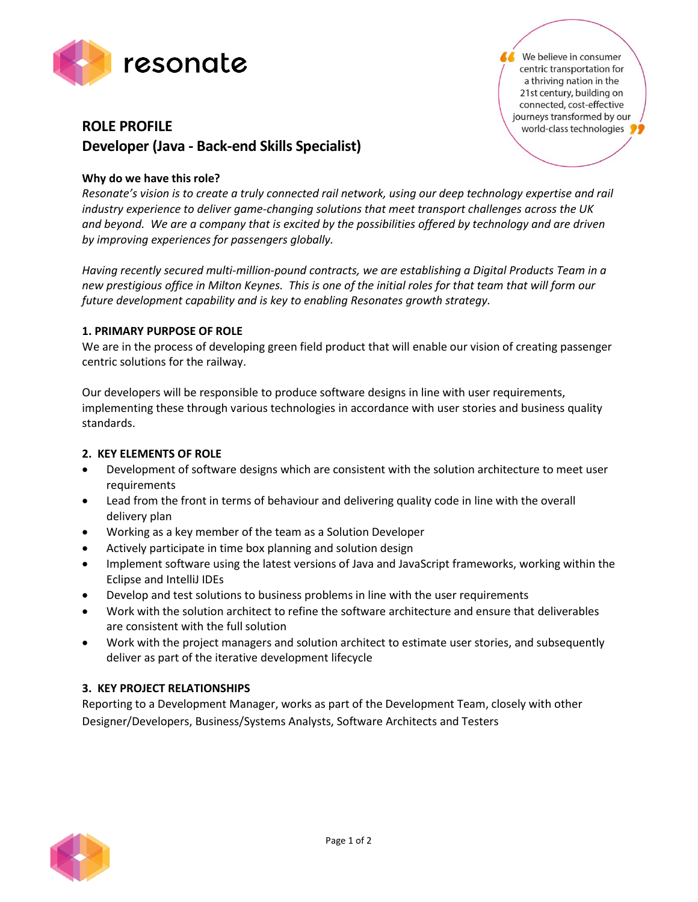resonate

> "We believe in consumer centric transportation for a thriving nation in the 21st century, building on connected, cost-effective journeys transformed by our world-class technologies"

# ROLE PROFILE
## Developer (Java - Back-end Skills Specialist)

**Why do we have this role?**

*Resonate's vision is to create a truly connected rail network, using our deep technology expertise and rail industry experience to deliver game-changing solutions that meet transport challenges across the UK and beyond. We are a company that is excited by the possibilities offered by technology and are driven by improving experiences for passengers globally.*

*Having recently secured multi-million-pound contracts, we are establishing a Digital Products Team in a new prestigious office in Milton Keynes. This is one of the initial roles for that team that will form our future development capability and is key to enabling Resonates growth strategy.*

### 1. PRIMARY PURPOSE OF ROLE

We are in the process of developing green field product that will enable our vision of creating passenger centric solutions for the railway.

Our developers will be responsible to produce software designs in line with user requirements, implementing these through various technologies in accordance with user stories and business quality standards.

### 2. KEY ELEMENTS OF ROLE

- Development of software designs which are consistent with the solution architecture to meet user requirements
- Lead from the front in terms of behaviour and delivering quality code in line with the overall delivery plan
- Working as a key member of the team as a Solution Developer
- Actively participate in time box planning and solution design
- Implement software using the latest versions of Java and JavaScript frameworks, working within the Eclipse and IntelliJ IDEs
- Develop and test solutions to business problems in line with the user requirements
- Work with the solution architect to refine the software architecture and ensure that deliverables are consistent with the full solution
- Work with the project managers and solution architect to estimate user stories, and subsequently deliver as part of the iterative development lifecycle

### 3. KEY PROJECT RELATIONSHIPS

Reporting to a Development Manager, works as part of the Development Team, closely with other Designer/Developers, Business/Systems Analysts, Software Architects and Testers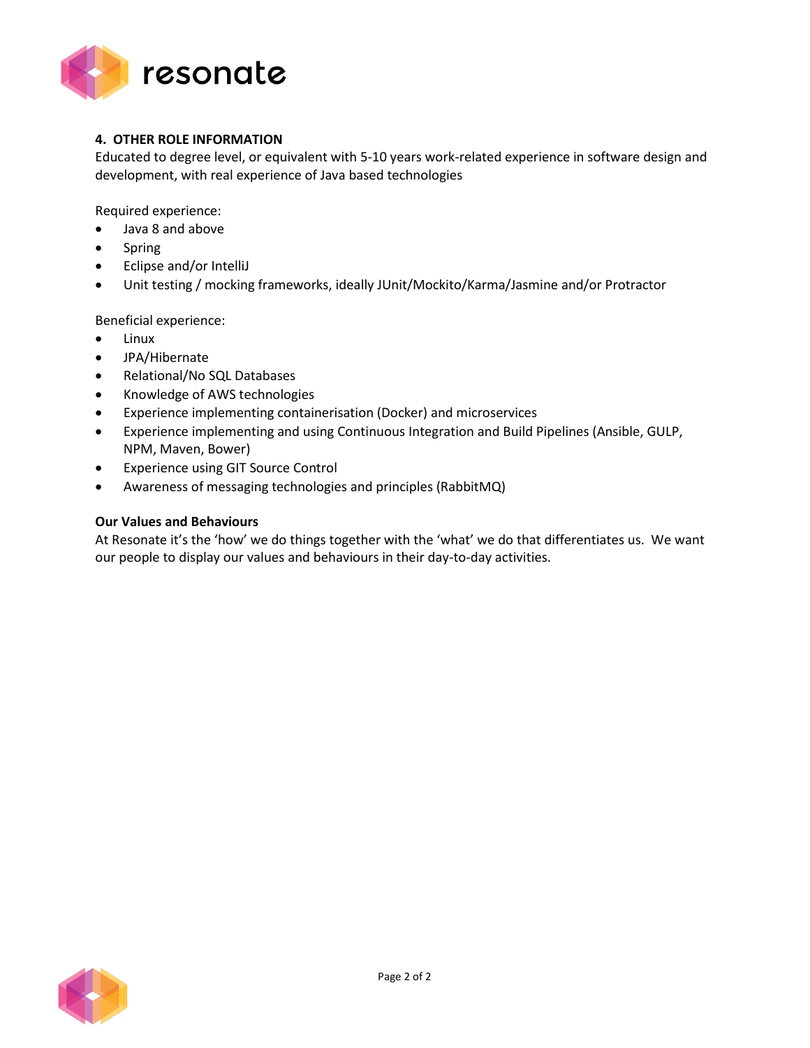## 4. OTHER ROLE INFORMATION

Educated to degree level, or equivalent with 5-10 years work-related experience in software design and development, with real experience of Java based technologies

Required experience:

- Java 8 and above
- Spring
- Eclipse and/or IntelliJ
- Unit testing / mocking frameworks, ideally JUnit/Mockito/Karma/Jasmine and/or Protractor

Beneficial experience:

- Linux
- JPA/Hibernate
- Relational/No SQL Databases
- Knowledge of AWS technologies
- Experience implementing containerisation (Docker) and microservices
- Experience implementing and using Continuous Integration and Build Pipelines (Ansible, GULP, NPM, Maven, Bower)
- Experience using GIT Source Control
- Awareness of messaging technologies and principles (RabbitMQ)

**Our Values and Behaviours**

At Resonate it's the 'how' we do things together with the 'what' we do that differentiates us. We want our people to display our values and behaviours in their day-to-day activities.